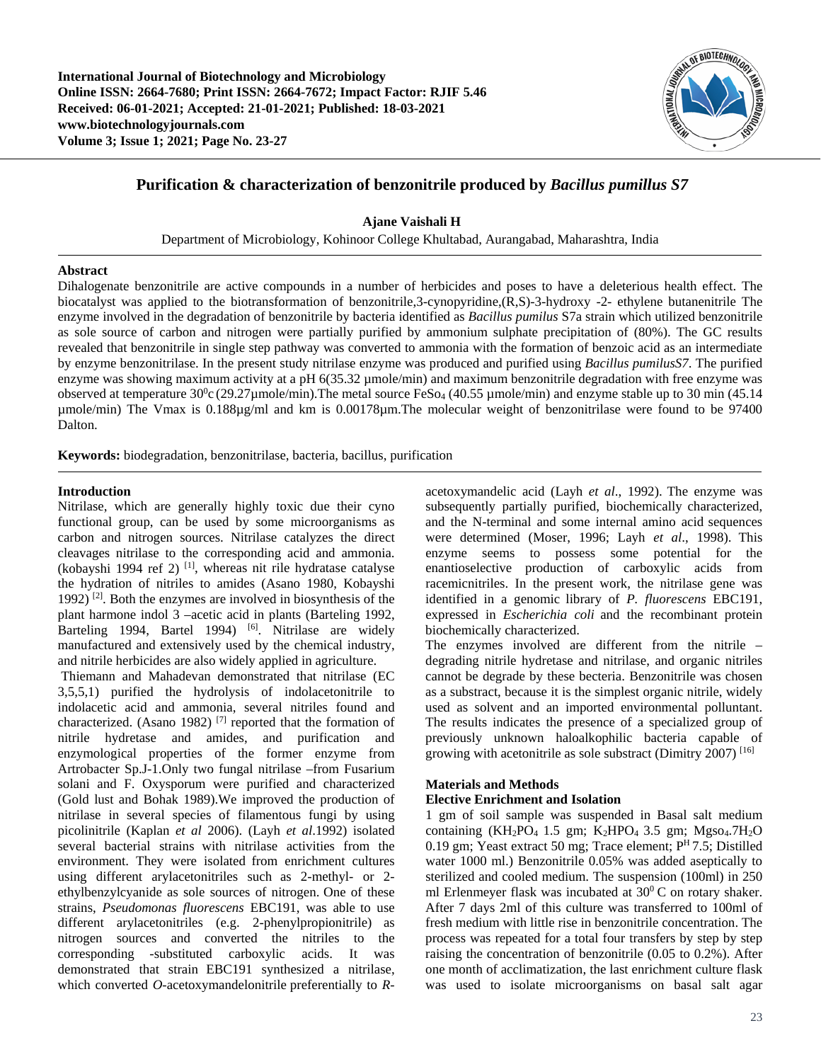**International Journal of Biotechnology and Microbiology**
**Online ISSN: 2664-7680; Print ISSN: 2664-7672; Impact Factor: RJIF 5.46**
**Received: 06-01-2021; Accepted: 21-01-2021; Published: 18-03-2021**
**www.biotechnologyjournals.com**
**Volume 3; Issue 1; 2021; Page No. 23-27**

# Purification & characterization of benzonitrile produced by *Bacillus pumillus S7*

**Ajane Vaishali H**

Department of Microbiology, Kohinoor College Khultabad, Aurangabad, Maharashtra, India

**Abstract**

Dihalogenate benzonitrile are active compounds in a number of herbicides and poses to have a deleterious health effect. The biocatalyst was applied to the biotransformation of benzonitrile,3-cynopyridine,(R,S)-3-hydroxy -2- ethylene butanenitrile The enzyme involved in the degradation of benzonitrile by bacteria identified as *Bacillus pumilus* S7a strain which utilized benzonitrile as sole source of carbon and nitrogen were partially purified by ammonium sulphate precipitation of (80%). The GC results revealed that benzonitrile in single step pathway was converted to ammonia with the formation of benzoic acid as an intermediate by enzyme benzonitrilase. In the present study nitrilase enzyme was produced and purified using *Bacillus pumilusS7*. The purified enzyme was showing maximum activity at a pH 6(35.32 µmole/min) and maximum benzonitrile degradation with free enzyme was observed at temperature $30^0$c (29.27µmole/min).The metal source $FeSO_4$ (40.55 µmole/min) and enzyme stable up to 30 min (45.14 µmole/min) The Vmax is 0.188µg/ml and km is 0.00178µm.The molecular weight of benzonitrilase were found to be 97400 Dalton.

**Keywords:** biodegradation, benzonitrilase, bacteria, bacillus, purification

## Introduction

Nitrilase, which are generally highly toxic due their cyno functional group, can be used by some microorganisms as carbon and nitrogen sources. Nitrilase catalyzes the direct cleavages nitrilase to the corresponding acid and ammonia. (kobayshi 1994 ref 2) [1], whereas nit rile hydratase catalyse the hydration of nitriles to amides (Asano 1980, Kobayshi 1992) [2]. Both the enzymes are involved in biosynthesis of the plant harmone indol 3 –acetic acid in plants (Barteling 1992, Barteling 1994, Bartel 1994) [6]. Nitrilase are widely manufactured and extensively used by the chemical industry, and nitrile herbicides are also widely applied in agriculture.

Thiemann and Mahadevan demonstrated that nitrilase (EC 3,5,5,1) purified the hydrolysis of indolacetonitrile to indolacetic acid and ammonia, several nitriles found and characterized. (Asano 1982) [7] reported that the formation of nitrile hydretase and amides, and purification and enzymological properties of the former enzyme from Artrobacter Sp.J-1.Only two fungal nitrilase –from Fusarium solani and F. Oxysporum were purified and characterized (Gold lust and Bohak 1989).We improved the production of nitrilase in several species of filamentous fungi by using picolinitrile (Kaplan *et al* 2006). (Layh *et al*.1992) isolated several bacterial strains with nitrilase activities from the environment. They were isolated from enrichment cultures using different arylacetonitriles such as 2-methyl- or 2-ethylbenzylcyanide as sole sources of nitrogen. One of these strains, *Pseudomonas fluorescens* EBC191, was able to use different arylacetonitriles (e.g. 2-phenylpropionitrile) as nitrogen sources and converted the nitriles to the corresponding -substituted carboxylic acids. It was demonstrated that strain EBC191 synthesized a nitrilase, which converted *O*-acetoxymandelonitrile preferentially to *R*-acetoxymandelic acid (Layh *et al*., 1992). The enzyme was subsequently partially purified, biochemically characterized, and the N-terminal and some internal amino acid sequences were determined (Moser, 1996; Layh *et al*., 1998). This enzyme seems to possess some potential for the enantioselective production of carboxylic acids from racemicnitriles. In the present work, the nitrilase gene was identified in a genomic library of *P. fluorescens* EBC191, expressed in *Escherichia coli* and the recombinant protein biochemically characterized.

The enzymes involved are different from the nitrile –degrading nitrile hydretase and nitrilase, and organic nitriles cannot be degrade by these becteria. Benzonitrile was chosen as a substract, because it is the simplest organic nitrile, widely used as solvent and an imported environmental pollutant. The results indicates the presence of a specialized group of previously unknown haloalkophilic bacteria capable of growing with acetonitrile as sole substract (Dimitry 2007) [16]

## Materials and Methods

### Elective Enrichment and Isolation

1 gm of soil sample was suspended in Basal salt medium containing ($KH_2PO_4$ 1.5 gm; $K_2HPO_4$ 3.5 gm; $MgSO_4.7H_2O$ 0.19 gm; Yeast extract 50 mg; Trace element; $P^H$ 7.5; Distilled water 1000 ml.) Benzonitrile 0.05% was added aseptically to sterilized and cooled medium. The suspension (100ml) in 250 ml Erlenmeyer flask was incubated at $30^0$ C on rotary shaker. After 7 days 2ml of this culture was transferred to 100ml of fresh medium with little rise in benzonitrile concentration. The process was repeated for a total four transfers by step by step raising the concentration of benzonitrile (0.05 to 0.2%). After one month of acclimatization, the last enrichment culture flask was used to isolate microorganisms on basal salt agar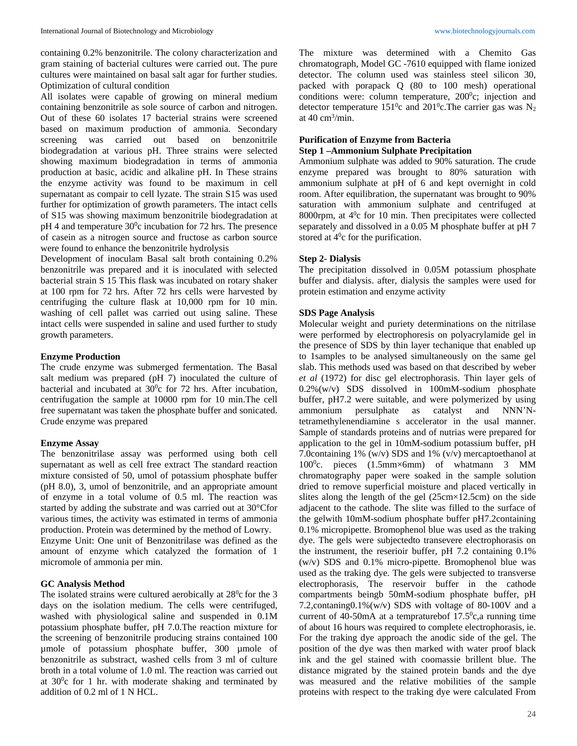containing 0.2% benzonitrile. The colony characterization and gram staining of bacterial cultures were carried out. The pure cultures were maintained on basal salt agar for further studies.

Optimization of cultural condition

All isolates were capable of growing on mineral medium containing benzonitrile as sole source of carbon and nitrogen. Out of these 60 isolates 17 bacterial strains were screened based on maximum production of ammonia. Secondary screening was carried out based on benzonitrile biodegradation at various pH. Three strains were selected showing maximum biodegradation in terms of ammonia production at basic, acidic and alkaline pH. In These strains the enzyme activity was found to be maximum in cell supernatant as compair to cell lyzate. The strain S15 was used further for optimization of growth parameters. The intact cells of S15 was showing maximum benzonitrile biodegradation at pH 4 and temperature $30^0$c incubation for 72 hrs. The presence of casein as a nitrogen source and fructose as carbon source were found to enhance the benzonitrile hydrolysis

Development of inoculam Basal salt broth containing 0.2% benzonitrile was prepared and it is inoculated with selected bacterial strain S 15 This flask was incubated on rotary shaker at 100 rpm for 72 hrs. After 72 hrs cells were harvested by centrifuging the culture flask at 10,000 rpm for 10 min. washing of cell pallet was carried out using saline. These intact cells were suspended in saline and used further to study growth parameters.

**Enzyme Production**

The crude enzyme was submerged fermentation. The Basal salt medium was prepared (pH 7) inoculated the culture of bacterial and incubated at $30^0$c for 72 hrs. After incubation, centrifugation the sample at 10000 rpm for 10 min.The cell free supernatant was taken the phosphate buffer and sonicated. Crude enzyme was prepared

**Enzyme Assay**

The benzonitrilase assay was performed using both cell supernatant as well as cell free extract The standard reaction mixture consisted of 50, umol of potassium phosphate buffer (pH 8.0), 3, umol of benzonitrile, and an appropriate amount of enzyme in a total volume of 0.5 ml. The reaction was started by adding the substrate and was carried out at 30°Cfor various times, the activity was estimated in terms of ammonia production. Protein was determined by the method of Lowry.

Enzyme Unit: One unit of Benzonitrilase was defined as the amount of enzyme which catalyzed the formation of 1 micromole of ammonia per min.

**GC Analysis Method**

The isolated strains were cultured aerobically at $28^0$c for the 3 days on the isolation medium. The cells were centrifuged, washed with physiological saline and suspended in 0.1M potassium phosphate buffer, pH 7.0.The reaction mixture for the screening of benzonitrile producing strains contained 100 µmole of potassium phosphate buffer, 300 µmole of benzonitrile as substract, washed cells from 3 ml of culture broth in a total volume of 1.0 ml. The reaction was carried out at $30^0$c for 1 hr. with moderate shaking and terminated by addition of 0.2 ml of 1 N HCL.

The mixture was determined with a Chemito Gas chromatograph, Model GC -7610 equipped with flame ionized detector. The column used was stainless steel silicon 30, packed with porapack Q (80 to 100 mesh) operational conditions were: column temperature, $200^0$c; injection and detector temperature $151^0$c and $201^0$c.The carrier gas was $N_2$ at 40 $cm^3$/min.

**Purification of Enzyme from Bacteria**

**Step 1 –Ammonium Sulphate Precipitation**

Ammonium sulphate was added to 90% saturation. The crude enzyme prepared was brought to 80% saturation with ammonium sulphate at pH of 6 and kept overnight in cold room. After equilibration, the supernatant was brought to 90% saturation with ammonium sulphate and centrifuged at 8000rpm, at $4^0$c for 10 min. Then precipitates were collected separately and dissolved in a 0.05 M phosphate buffer at pH 7 stored at $4^0$c for the purification.

**Step 2- Dialysis**

The precipitation dissolved in 0.05M potassium phosphate buffer and dialysis. after, dialysis the samples were used for protein estimation and enzyme activity

**SDS Page Analysis**

Molecular weight and puriety determinations on the nitrilase were performed by electrophoresis on polyacrylamide gel in the presence of SDS by thin layer techanique that enabled up to 1samples to be analysed simultaneously on the same gel slab. This methods used was based on that described by weber *et al* (1972) for disc gel electrophorasis. Thin layer gels of 0.2%(w/v) SDS dissolved in 100mM-sodium phosphate buffer, pH7.2 were suitable, and were polymerized by using ammonium persulphate as catalyst and NNN'N-tetramethylenendiamine s accelerator in the usal manner. Sample of standards proteins and of nutrias were prepared for application to the gel in 10mM-sodium potassium buffer, pH 7.0containing 1% (w/v) SDS and 1% (v/v) mercaptoethanol at $100^0$c. pieces (1.5mm×6mm) of whatmann 3 MM chromatography paper were soaked in the sample solution dried to remove superficial moisture and placed vertically in slites along the length of the gel (25cm×12.5cm) on the side adjacent to the cathode. The slite was filled to the surface of the gelwith 10mM-sodium phosphate buffer pH7.2containing 0.1% micropipette. Bromophenol blue was used as the traking dye. The gels were subjectedto transevere electrophorasis on the instrument, the reserioir buffer, pH 7.2 containing 0.1% (w/v) SDS and 0.1% micro-pipette. Bromophenol blue was used as the traking dye. The gels were subjected to transevere electrophorasis, The reservoir buffer in the cathode compartments beingb 50mM-sodium phosphate buffer, pH 7.2,contaning0.1%(w/v) SDS with voltage of 80-100V and a current of 40-50mA at a tempraturebof $17.5^0$c,a running time of about 16 hours was required to complete electrophorasis, ie. For the traking dye approach the anodic side of the gel. The position of the dye was then marked with water proof black ink and the gel stained with coomassie brillent blue. The distance migrated by the stained protein bands and the dye was measured and the relative mobilities of the sample proteins with respect to the traking dye were calculated From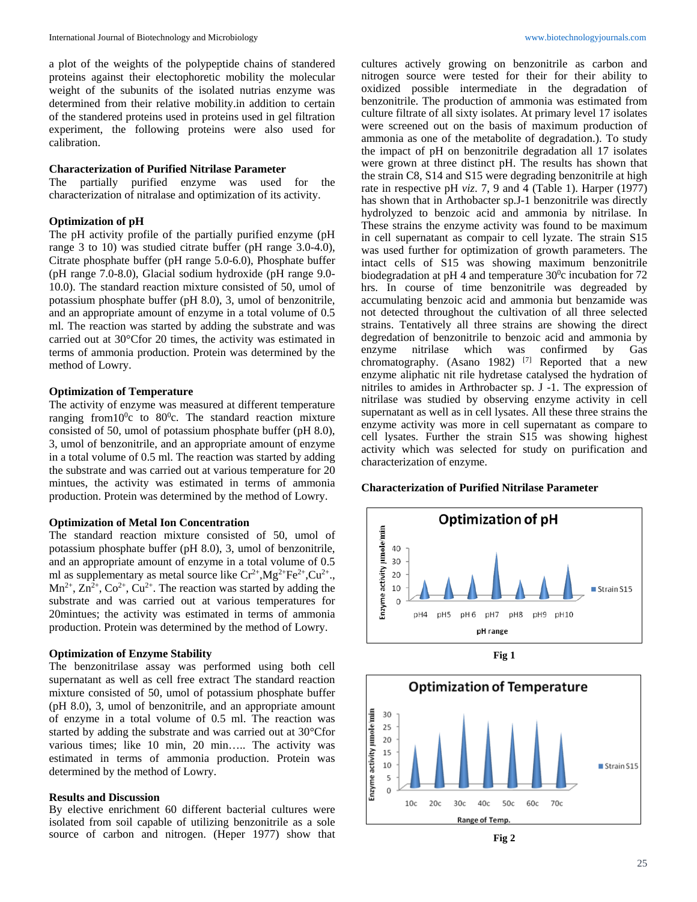a plot of the weights of the polypeptide chains of standered proteins against their electophoretic mobility the molecular weight of the subunits of the isolated nutrias enzyme was determined from their relative mobility.in addition to certain of the standered proteins used in proteins used in gel filtration experiment, the following proteins were also used for calibration.

### Characterization of Purified Nitrilase Parameter

The partially purified enzyme was used for the characterization of nitralase and optimization of its activity.

### Optimization of pH

The pH activity profile of the partially purified enzyme (pH range 3 to 10) was studied citrate buffer (pH range 3.0-4.0), Citrate phosphate buffer (pH range 5.0-6.0), Phosphate buffer (pH range 7.0-8.0), Glacial sodium hydroxide (pH range 9.0-10.0). The standard reaction mixture consisted of 50, umol of potassium phosphate buffer (pH 8.0), 3, umol of benzonitrile, and an appropriate amount of enzyme in a total volume of 0.5 ml. The reaction was started by adding the substrate and was carried out at 30°Cfor 20 times, the activity was estimated in terms of ammonia production. Protein was determined by the method of Lowry.

### Optimization of Temperature

The activity of enzyme was measured at different temperature ranging from$10^0$c to $80^0$c. The standard reaction mixture consisted of 50, umol of potassium phosphate buffer (pH 8.0), 3, umol of benzonitrile, and an appropriate amount of enzyme in a total volume of 0.5 ml. The reaction was started by adding the substrate and was carried out at various temperature for 20 mintues, the activity was estimated in terms of ammonia production. Protein was determined by the method of Lowry.

### Optimization of Metal Ion Concentration

The standard reaction mixture consisted of 50, umol of potassium phosphate buffer (pH 8.0), 3, umol of benzonitrile, and an appropriate amount of enzyme in a total volume of 0.5 ml as supplementary as metal source like $Cr^{2+}$,$Mg^{2+}$$Fe^{2+}$,$Cu^{2+}$., $Mn^{2+}$, $Zn^{2+}$, $Co^{2+}$, $Cu^{2+}$. The reaction was started by adding the substrate and was carried out at various temperatures for 20mintues; the activity was estimated in terms of ammonia production. Protein was determined by the method of Lowry.

### Optimization of Enzyme Stability

The benzonitrilase assay was performed using both cell supernatant as well as cell free extract The standard reaction mixture consisted of 50, umol of potassium phosphate buffer (pH 8.0), 3, umol of benzonitrile, and an appropriate amount of enzyme in a total volume of 0.5 ml. The reaction was started by adding the substrate and was carried out at 30°Cfor various times; like 10 min, 20 min….. The activity was estimated in terms of ammonia production. Protein was determined by the method of Lowry.

## Results and Discussion

By elective enrichment 60 different bacterial cultures were isolated from soil capable of utilizing benzonitrile as a sole source of carbon and nitrogen. (Heper 1977) show that cultures actively growing on benzonitrile as carbon and nitrogen source were tested for their for their ability to oxidized possible intermediate in the degradation of benzonitrile. The production of ammonia was estimated from culture filtrate of all sixty isolates. At primary level 17 isolates were screened out on the basis of maximum production of ammonia as one of the metabolite of degradation.). To study the impact of pH on benzonitrile degradation all 17 isolates were grown at three distinct pH. The results has shown that the strain C8, S14 and S15 were degrading benzonitrile at high rate in respective pH *viz*. 7, 9 and 4 (Table 1). Harper (1977) has shown that in Arthobacter sp.J-1 benzonitrile was directly hydrolyzed to benzoic acid and ammonia by nitrilase. In These strains the enzyme activity was found to be maximum in cell supernatant as compair to cell lyzate. The strain S15 was used further for optimization of growth parameters. The intact cells of S15 was showing maximum benzonitrile biodegradation at pH 4 and temperature $30^0$c incubation for 72 hrs. In course of time benzonitrile was degreaded by accumulating benzoic acid and ammonia but benzamide was not detected throughout the cultivation of all three selected strains. Tentatively all three strains are showing the direct degredation of benzonitrile to benzoic acid and ammonia by enzyme nitrilase which was confirmed by Gas chromatography. (Asano 1982) [7] Reported that a new enzyme aliphatic nit rile hydratase catalysed the hydration of nitriles to amides in Arthrobacter sp. J -1. The expression of nitrilase was studied by observing enzyme activity in cell supernatant as well as in cell lysates. All these three strains the enzyme activity was more in cell supernatant as compare to cell lysates. Further the strain S15 was showing highest activity which was selected for study on purification and characterization of enzyme.

### Characterization of Purified Nitrilase Parameter

Fig 1

Fig 2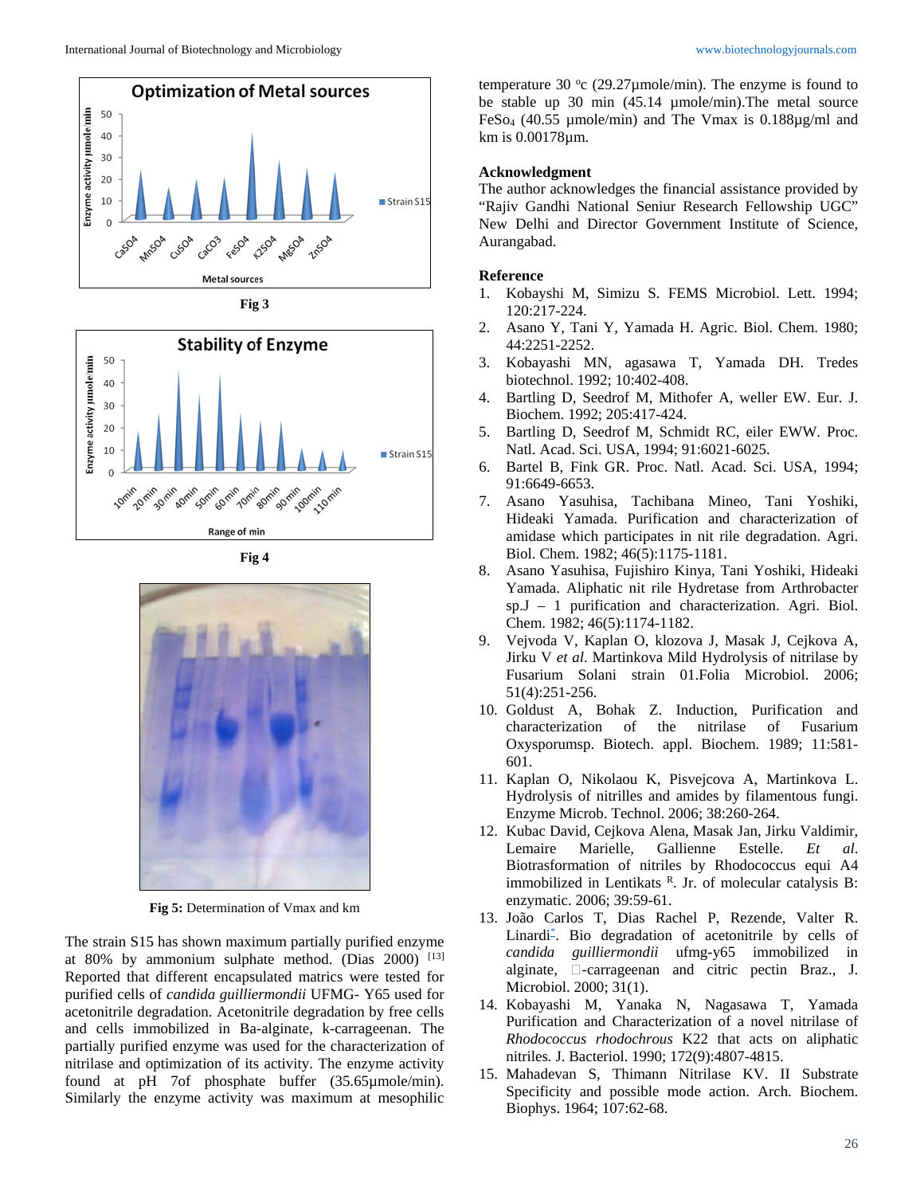Fig 3

Fig 4

Fig 5: Determination of Vmax and km

The strain S15 has shown maximum partially purified enzyme at 80% by ammonium sulphate method. (Dias 2000) [13] Reported that different encapsulated matrics were tested for purified cells of *candida guilliermondii* UFMG- Y65 used for acetonitrile degradation. Acetonitrile degradation by free cells and cells immobilized in Ba-alginate, k-carrageenan. The partially purified enzyme was used for the characterization of nitrilase and optimization of its activity. The enzyme activity found at pH 7of phosphate buffer (35.65µmole/min). Similarly the enzyme activity was maximum at mesophilic temperature 30 °c (29.27µmole/min). The enzyme is found to be stable up 30 min (45.14 µmole/min).The metal source $FeSo_4$ (40.55 µmole/min) and The Vmax is 0.188µg/ml and km is 0.00178µm.

## Acknowledgment

The author acknowledges the financial assistance provided by "Rajiv Gandhi National Senior Research Fellowship UGC" New Delhi and Director Government Institute of Science, Aurangabad.

## Reference

1. Kobayshi M, Simizu S. FEMS Microbiol. Lett. 1994; 120:217-224.
2. Asano Y, Tani Y, Yamada H. Agric. Biol. Chem. 1980; 44:2251-2252.
3. Kobayashi MN, agasawa T, Yamada DH. Tredes biotechnol. 1992; 10:402-408.
4. Bartling D, Seedrof M, Mithofer A, weller EW. Eur. J. Biochem. 1992; 205:417-424.
5. Bartling D, Seedrof M, Schmidt RC, eiler EWW. Proc. Natl. Acad. Sci. USA, 1994; 91:6021-6025.
6. Bartel B, Fink GR. Proc. Natl. Acad. Sci. USA, 1994; 91:6649-6653.
7. Asano Yasuhisa, Tachibana Mineo, Tani Yoshiki, Hideaki Yamada. Purification and characterization of amidase which participates in nit rile degradation. Agri. Biol. Chem. 1982; 46(5):1175-1181.
8. Asano Yasuhisa, Fujishiro Kinya, Tani Yoshiki, Hideaki Yamada. Aliphatic nit rile Hydretase from Arthrobacter sp.J – 1 purification and characterization. Agri. Biol. Chem. 1982; 46(5):1174-1182.
9. Vejvoda V, Kaplan O, klozova J, Masak J, Cejkova A, Jirku V *et al*. Martinkova Mild Hydrolysis of nitrilase by Fusarium Solani strain 01.Folia Microbiol. 2006; 51(4):251-256.
10. Goldust A, Bohak Z. Induction, Purification and characterization of the nitrilase of Fusarium Oxysporumsp. Biotech. appl. Biochem. 1989; 11:581-601.
11. Kaplan O, Nikolaou K, Pisvejcova A, Martinkova L. Hydrolysis of nitrilles and amides by filamentous fungi. Enzyme Microb. Technol. 2006; 38:260-264.
12. Kubac David, Cejkova Alena, Masak Jan, Jirku Valdimir, Lemaire Marielle, Gallienne Estelle. *Et al*. Biotrasformation of nitriles by Rhodococcus equi A4 immobilized in Lentikats R. Jr. of molecular catalysis B: enzymatic. 2006; 39:59-61.
13. João Carlos T, Dias Rachel P, Rezende, Valter R. Linardi*. Bio degradation of acetonitrile by cells of *candida guilliermondii* ufmg-y65 immobilized in alginate, -carrageenan and citric pectin Braz., J. Microbiol. 2000; 31(1).
14. Kobayashi M, Yanaka N, Nagasawa T, Yamada Purification and Characterization of a novel nitrilase of *Rhodococcus rhodochrous* K22 that acts on aliphatic nitriles. J. Bacteriol. 1990; 172(9):4807-4815.
15. Mahadevan S, Thimann Nitrilase KV. II Substrate Specificity and possible mode action. Arch. Biochem. Biophys. 1964; 107:62-68.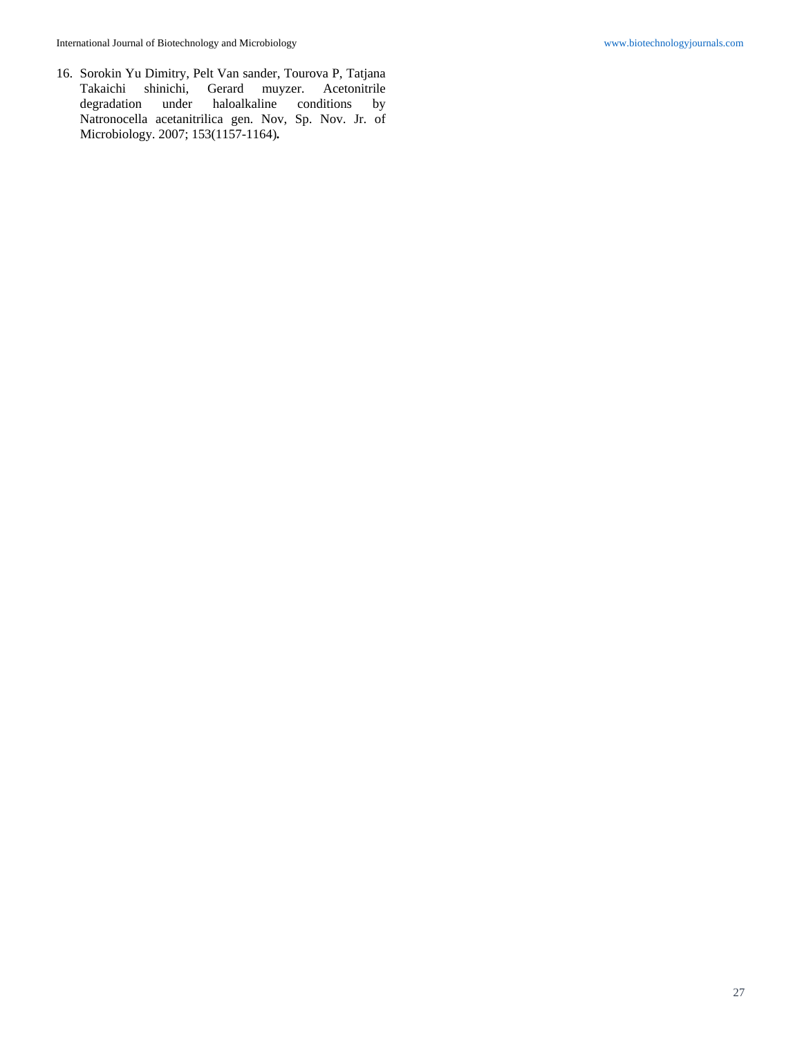16. Sorokin Yu Dimitry, Pelt Van sander, Tourova P, Tatjana Takaichi shinichi, Gerard muyzer. Acetonitrile degradation under haloalkaline conditions by Natronocella acetanitrilica gen. Nov, Sp. Nov. Jr. of Microbiology. 2007; 153(1157-1164)**.**